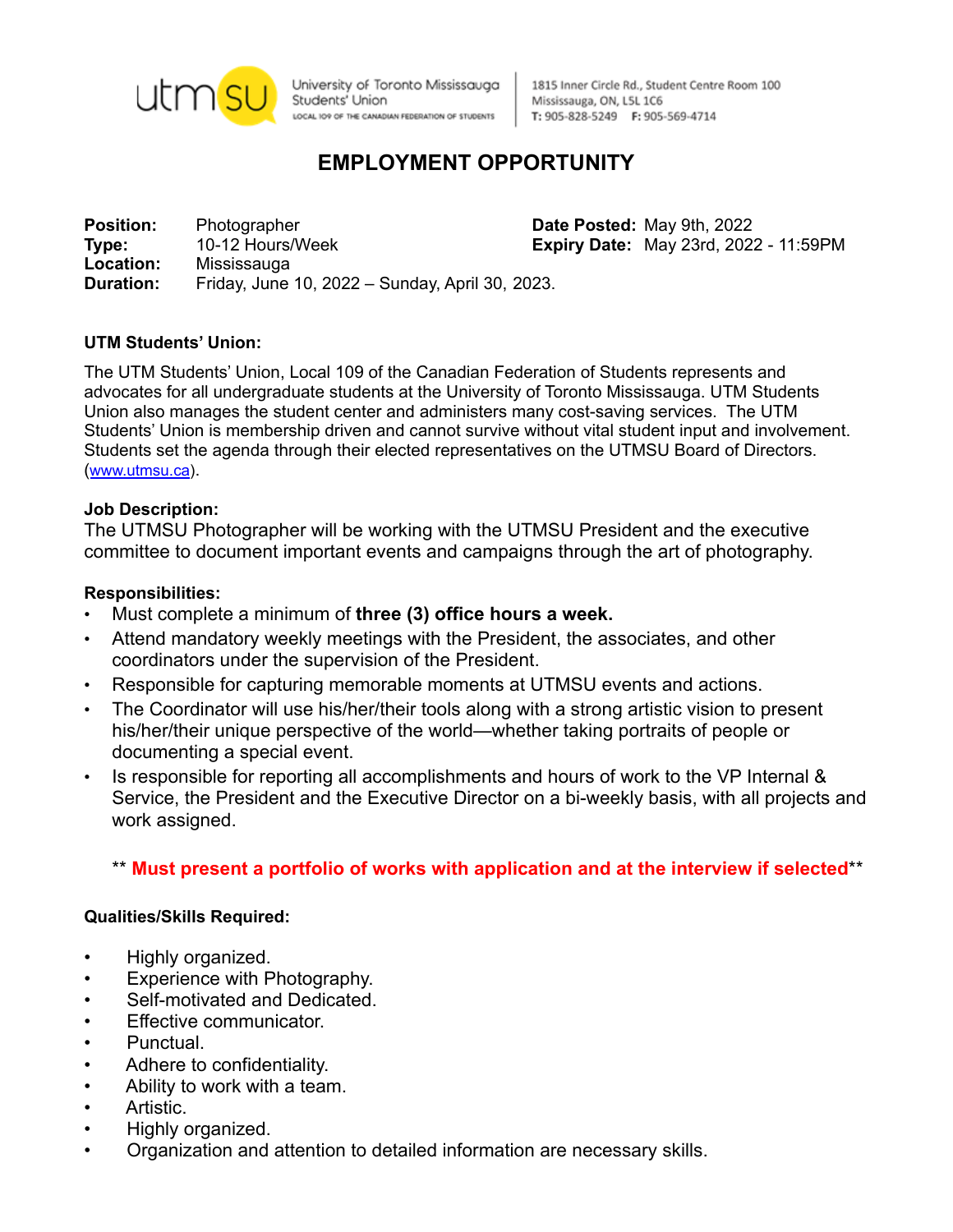utmsu University of Toronto Mississauga Students' Union
LOCAL 109 OF THE CANADIAN FEDERATION OF STUDENTS

1815 Inner Circle Rd., Student Centre Room 100
Mississauga, ON, L5L 1C6
T: 905-828-5249 F: 905-569-4714

# EMPLOYMENT OPPORTUNITY

**Position:** Photographer
**Type:** 10-12 Hours/Week
**Location:** Mississauga
**Duration:** Friday, June 10, 2022 – Sunday, April 30, 2023.

**Date Posted:** May 9th, 2022
**Expiry Date:** May 23rd, 2022 - 11:59PM

**UTM Students' Union:**

The UTM Students' Union, Local 109 of the Canadian Federation of Students represents and advocates for all undergraduate students at the University of Toronto Mississauga. UTM Students Union also manages the student center and administers many cost-saving services. The UTM Students' Union is membership driven and cannot survive without vital student input and involvement. Students set the agenda through their elected representatives on the UTMSU Board of Directors. (www.utmsu.ca).

**Job Description:**

The UTMSU Photographer will be working with the UTMSU President and the executive committee to document important events and campaigns through the art of photography.

**Responsibilities:**

- Must complete a minimum of **three (3) office hours a week.**
- Attend mandatory weekly meetings with the President, the associates, and other coordinators under the supervision of the President.
- Responsible for capturing memorable moments at UTMSU events and actions.
- The Coordinator will use his/her/their tools along with a strong artistic vision to present his/her/their unique perspective of the world—whether taking portraits of people or documenting a special event.
- Is responsible for reporting all accomplishments and hours of work to the VP Internal & Service, the President and the Executive Director on a bi-weekly basis, with all projects and work assigned.

** **Must present a portfolio of works with application and at the interview if selected****

**Qualities/Skills Required:**

- Highly organized.
- Experience with Photography.
- Self-motivated and Dedicated.
- Effective communicator.
- Punctual.
- Adhere to confidentiality.
- Ability to work with a team.
- Artistic.
- Highly organized.
- Organization and attention to detailed information are necessary skills.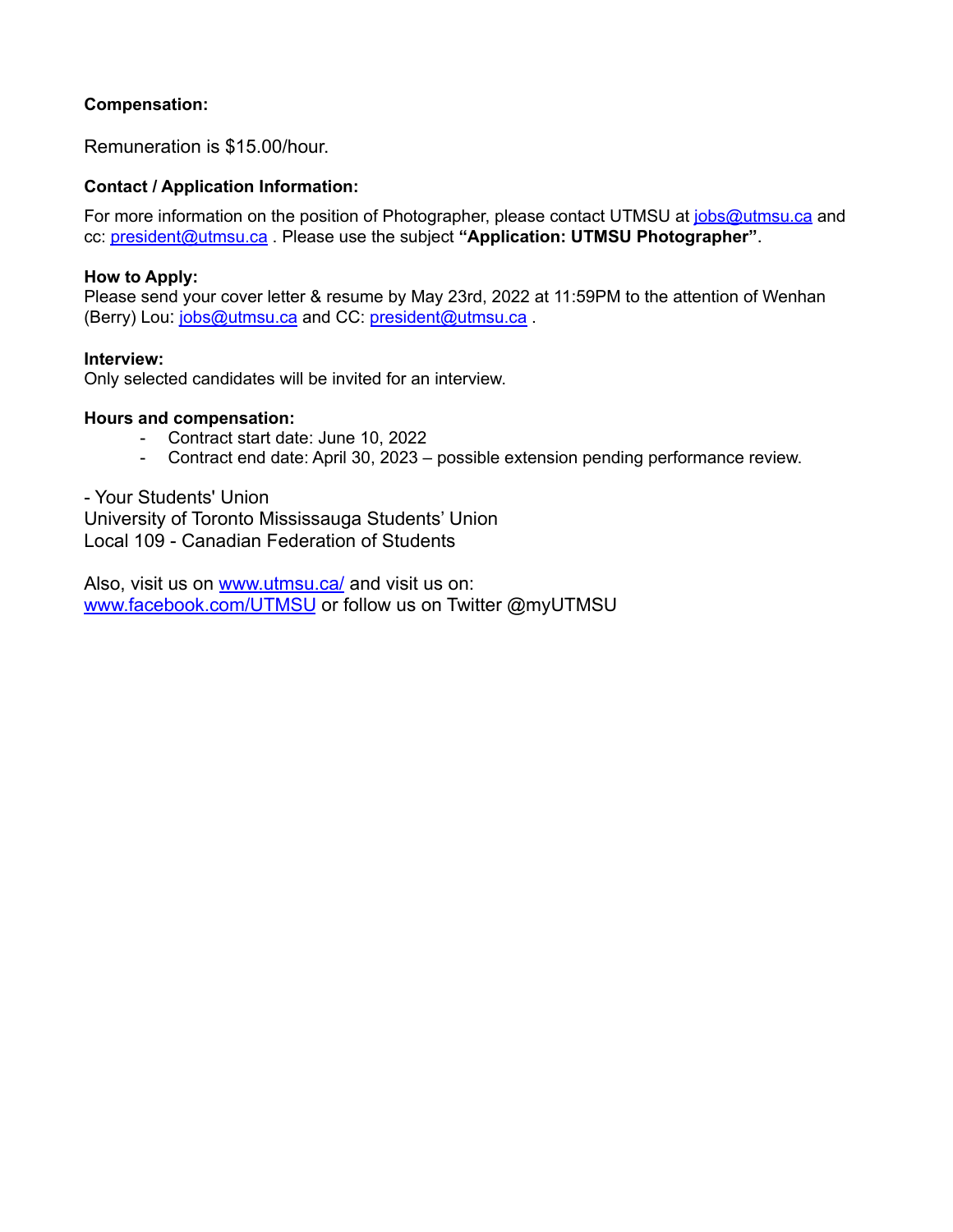**Compensation:**

Remuneration is $15.00/hour.

**Contact / Application Information:**

For more information on the position of Photographer, please contact UTMSU at jobs@utmsu.ca and cc: president@utmsu.ca . Please use the subject **"Application: UTMSU Photographer"**.

**How to Apply:**
Please send your cover letter & resume by May 23rd, 2022 at 11:59PM to the attention of Wenhan (Berry) Lou: jobs@utmsu.ca and CC: president@utmsu.ca .

**Interview:**
Only selected candidates will be invited for an interview.

**Hours and compensation:**

- Contract start date: June 10, 2022
- Contract end date: April 30, 2023 – possible extension pending performance review.

- Your Students' Union
University of Toronto Mississauga Students' Union
Local 109 - Canadian Federation of Students

Also, visit us on www.utmsu.ca/ and visit us on:
www.facebook.com/UTMSU or follow us on Twitter @myUTMSU